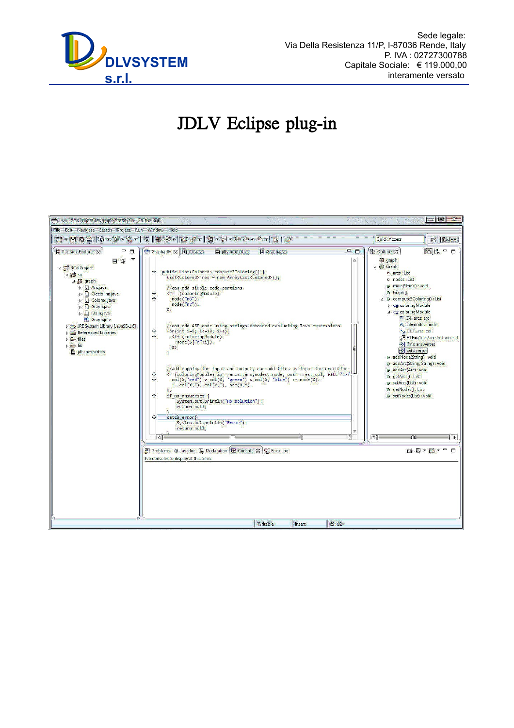**DLVSYSTEM s.r.l.**

Sede legale:
Via Della Resistenza 11/P, I-87036 Rende, Italy
P. IVA : 02727300788
Capitale Sociale: € 119.000,00
interamente versato

# JDLV Eclipse plug-in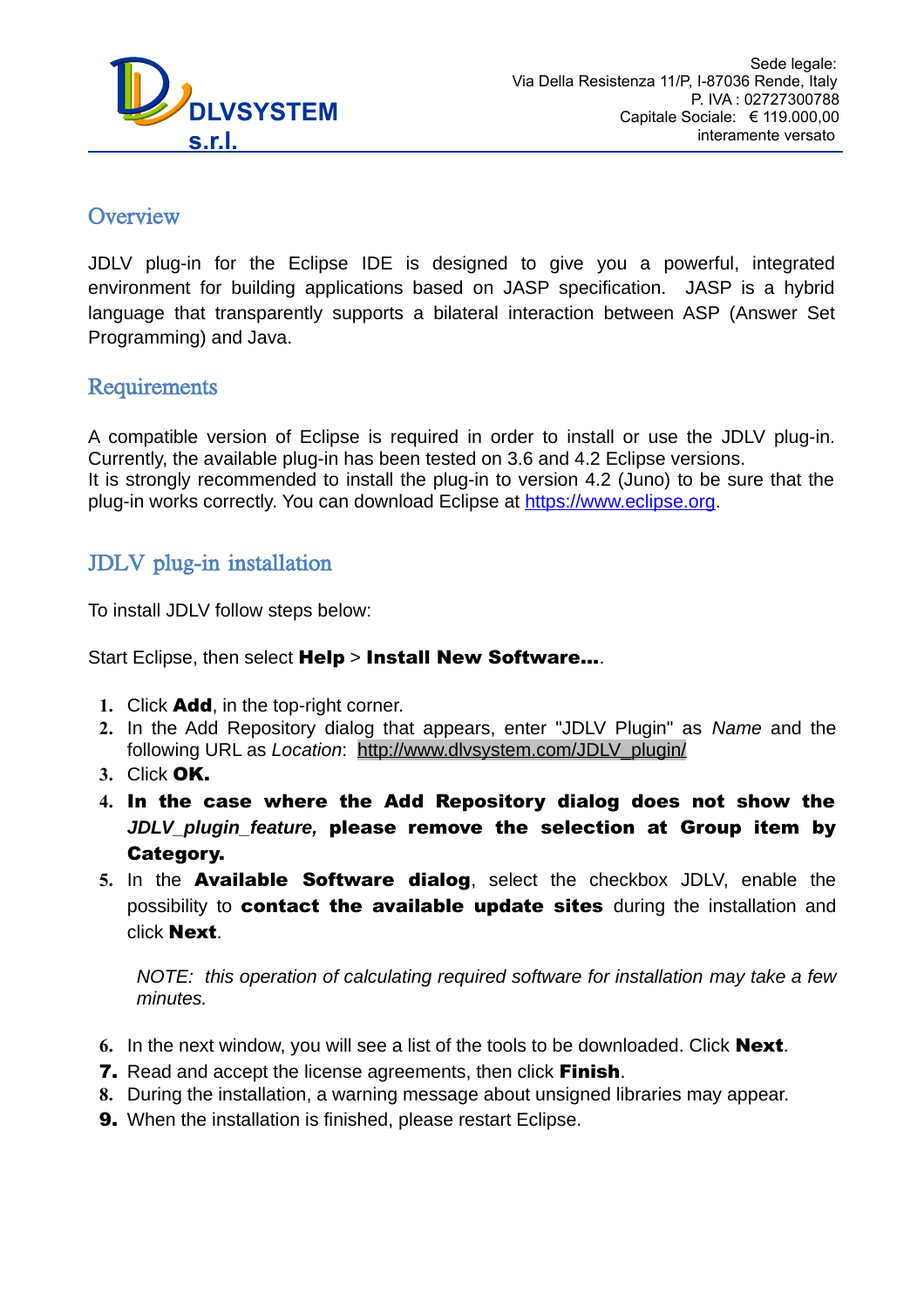## Overview

JDLV plug-in for the Eclipse IDE is designed to give you a powerful, integrated environment for building applications based on JASP specification. JASP is a hybrid language that transparently supports a bilateral interaction between ASP (Answer Set Programming) and Java.

## Requirements

A compatible version of Eclipse is required in order to install or use the JDLV plug-in. Currently, the available plug-in has been tested on 3.6 and 4.2 Eclipse versions.
It is strongly recommended to install the plug-in to version 4.2 (Juno) to be sure that the plug-in works correctly. You can download Eclipse at https://www.eclipse.org.

## JDLV plug-in installation

To install JDLV follow steps below:

Start Eclipse, then select **Help** > **Install New Software...**.

1. Click **Add**, in the top-right corner.
2. In the Add Repository dialog that appears, enter "JDLV Plugin" as *Name* and the following URL as *Location*: http://www.dlvsystem.com/JDLV_plugin/
3. Click **OK.**
4. **In the case where the Add Repository dialog does not show the *JDLV_plugin_feature,* please remove the selection at Group item by Category.**
5. In the **Available Software dialog**, select the checkbox JDLV, enable the possibility to **contact the available update sites** during the installation and click **Next**.

   *NOTE: this operation of calculating required software for installation may take a few minutes.*

6. In the next window, you will see a list of the tools to be downloaded. Click **Next**.
7. Read and accept the license agreements, then click **Finish**.
8. During the installation, a warning message about unsigned libraries may appear.
9. When the installation is finished, please restart Eclipse.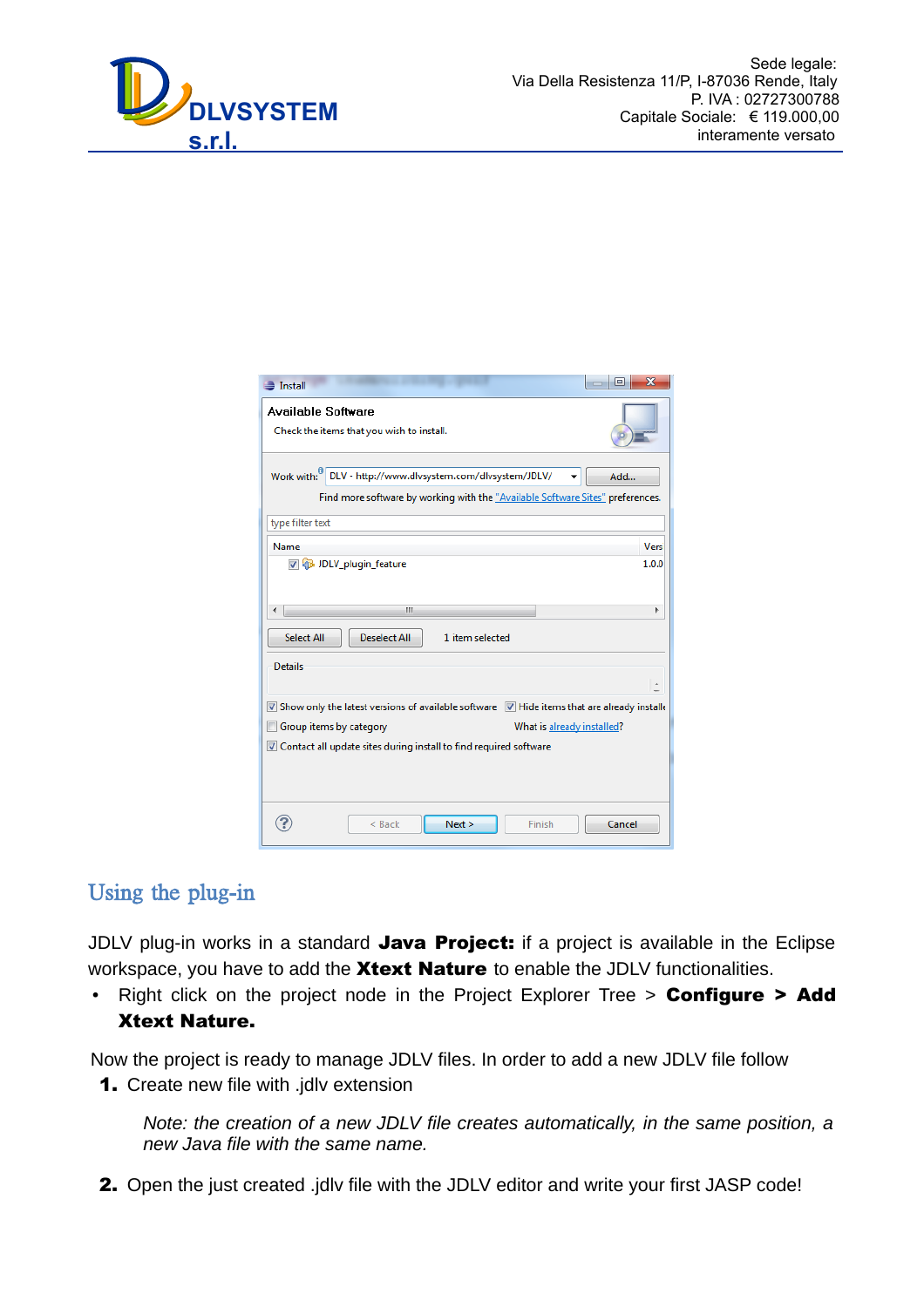## Using the plug-in

JDLV plug-in works in a standard **Java Project:** if a project is available in the Eclipse workspace, you have to add the **Xtext Nature** to enable the JDLV functionalities.

- Right click on the project node in the Project Explorer Tree > **Configure > Add Xtext Nature.**

Now the project is ready to manage JDLV files. In order to add a new JDLV file follow

1. Create new file with .jdlv extension

   *Note: the creation of a new JDLV file creates automatically, in the same position, a new Java file with the same name.*

2. Open the just created .jdlv file with the JDLV editor and write your first JASP code!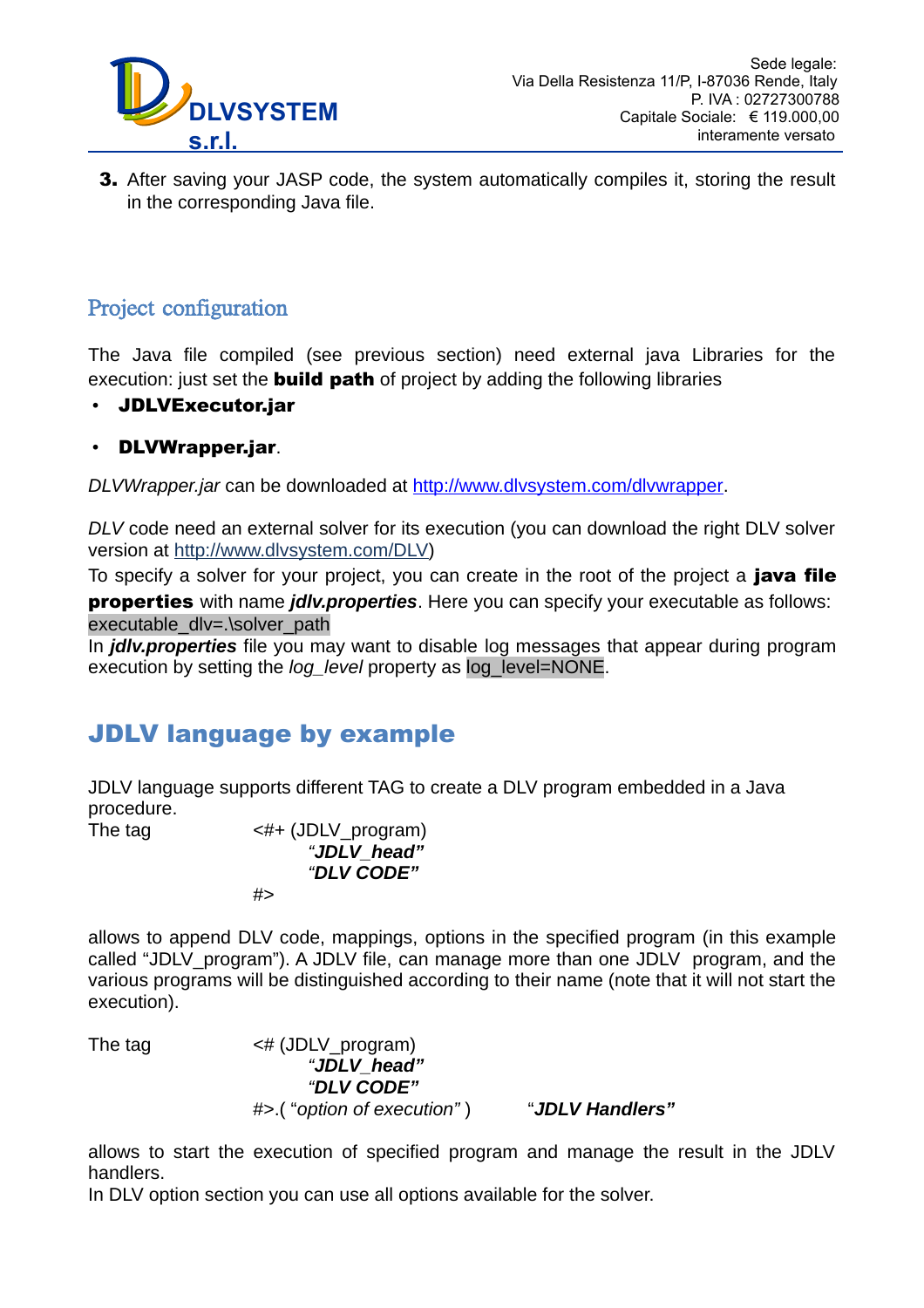3. After saving your JASP code, the system automatically compiles it, storing the result in the corresponding Java file.

## Project configuration

The Java file compiled (see previous section) need external java Libraries for the execution: just set the **build path** of project by adding the following libraries

- **JDLVExecutor.jar**
- **DLVWrapper.jar**.

*DLVWrapper.jar* can be downloaded at http://www.dlvsystem.com/dlvwrapper.

*DLV* code need an external solver for its execution (you can download the right DLV solver version at http://www.dlvsystem.com/DLV)

To specify a solver for your project, you can create in the root of the project a **java file properties** with name ***jdlv.properties***. Here you can specify your executable as follows: `executable_dlv=.\solver_path`

In ***jdlv.properties*** file you may want to disable log messages that appear during program execution by setting the *log_level* property as `log_level=NONE`.

# JDLV language by example

JDLV language supports different TAG to create a DLV program embedded in a Java procedure.

The tag

```
<#+ (JDLV_program)
        "JDLV_head"
        "DLV CODE"
#>
```

allows to append DLV code, mappings, options in the specified program (in this example called "JDLV_program"). A JDLV file, can manage more than one JDLV program, and the various programs will be distinguished according to their name (note that it will not start the execution).

The tag

```
<# (JDLV_program)
        "JDLV_head"
        "DLV CODE"
#>.( "option of execution" )        "JDLV Handlers"
```

allows to start the execution of specified program and manage the result in the JDLV handlers.

In DLV option section you can use all options available for the solver.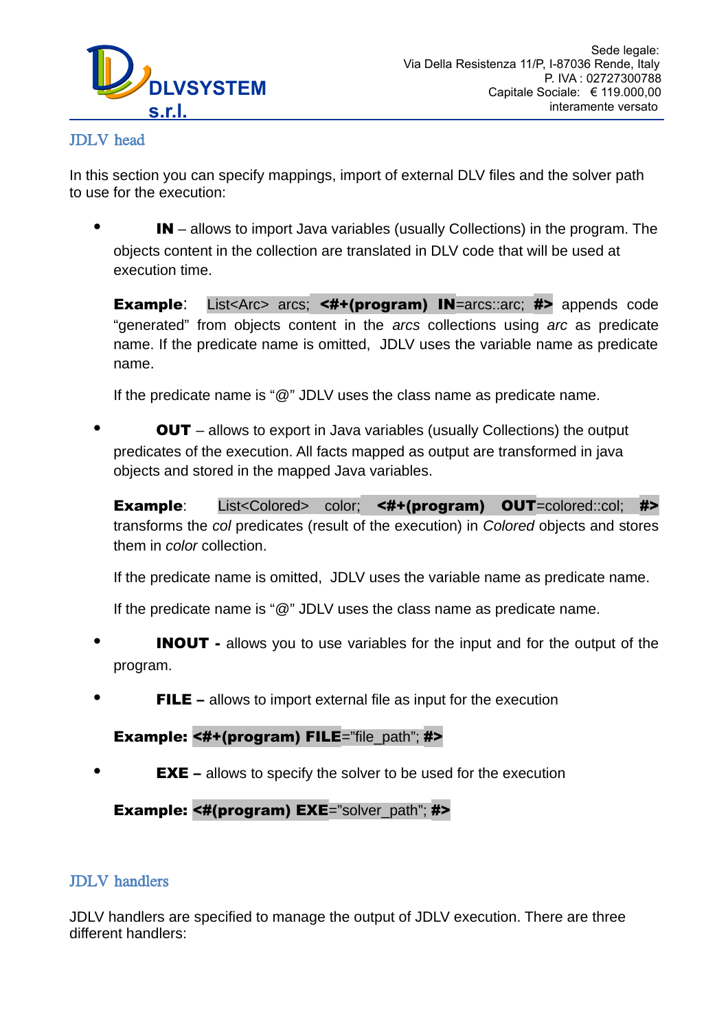## JDLV head

In this section you can specify mappings, import of external DLV files and the solver path to use for the execution:

- **IN** – allows to import Java variables (usually Collections) in the program. The objects content in the collection are translated in DLV code that will be used at execution time.

  **Example**: List<Arc> arcs; **<#+(program) IN**=arcs::arc; **#>** appends code "generated" from objects content in the *arcs* collections using *arc* as predicate name. If the predicate name is omitted, JDLV uses the variable name as predicate name.

  If the predicate name is "@" JDLV uses the class name as predicate name.

- **OUT** – allows to export in Java variables (usually Collections) the output predicates of the execution. All facts mapped as output are transformed in java objects and stored in the mapped Java variables.

  **Example**: List<Colored> color; **<#+(program) OUT**=colored::col; **#>** transforms the *col* predicates (result of the execution) in *Colored* objects and stores them in *color* collection.

  If the predicate name is omitted, JDLV uses the variable name as predicate name.

  If the predicate name is "@" JDLV uses the class name as predicate name.

- **INOUT -** allows you to use variables for the input and for the output of the program.

- **FILE –** allows to import external file as input for the execution

  **Example: <#+(program) FILE**="file_path"; **#>**

- **EXE –** allows to specify the solver to be used for the execution

  **Example: <#(program) EXE**="solver_path"; **#>**

## JDLV handlers

JDLV handlers are specified to manage the output of JDLV execution. There are three different handlers: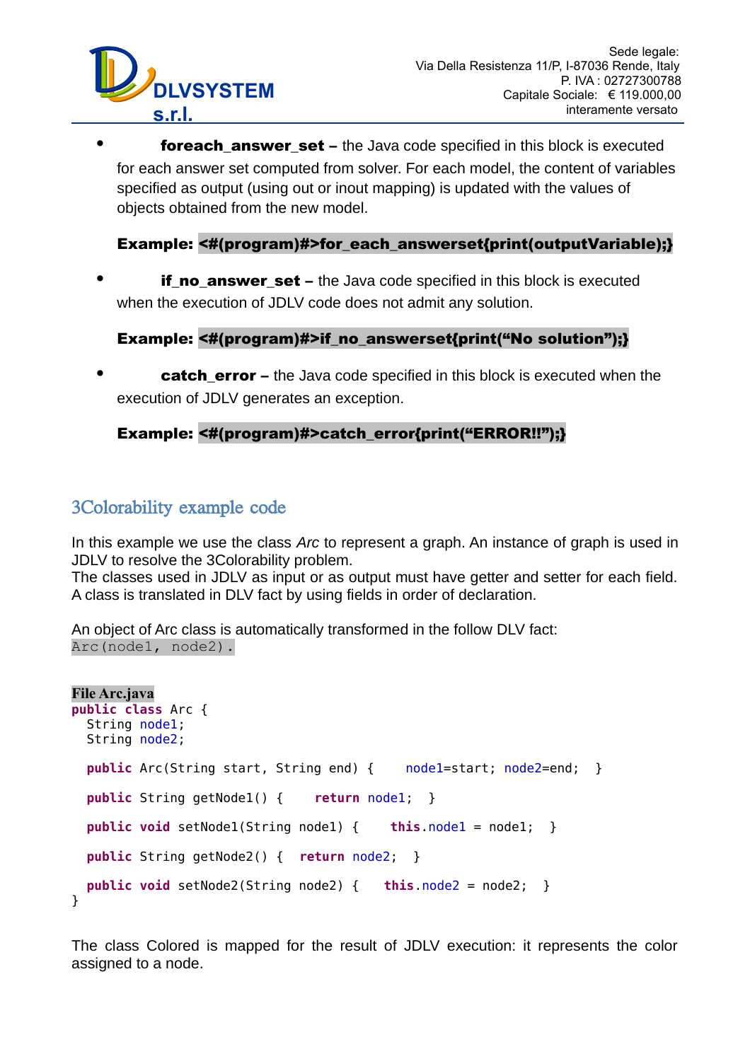- **foreach_answer_set –** the Java code specified in this block is executed for each answer set computed from solver. For each model, the content of variables specified as output (using out or inout mapping) is updated with the values of objects obtained from the new model.

  **Example: <#(program)#>for_each_answerset{print(outputVariable);}**

- **if_no_answer_set –** the Java code specified in this block is executed when the execution of JDLV code does not admit any solution.

  **Example: <#(program)#>if_no_answerset{print("No solution");}**

- **catch_error –** the Java code specified in this block is executed when the execution of JDLV generates an exception.

  **Example: <#(program)#>catch_error{print("ERROR!!");}**

## 3Colorability example code

In this example we use the class *Arc* to represent a graph. An instance of graph is used in JDLV to resolve the 3Colorability problem.
The classes used in JDLV as input or as output must have getter and setter for each field.
A class is translated in DLV fact by using fields in order of declaration.

An object of Arc class is automatically transformed in the follow DLV fact:
`Arc(node1, node2).`

**File Arc.java**

```java
public class Arc {
  String node1;
  String node2;

  public Arc(String start, String end) {    node1=start; node2=end;  }

  public String getNode1() {    return node1;  }

  public void setNode1(String node1) {    this.node1 = node1;  }

  public String getNode2() {  return node2;  }

  public void setNode2(String node2) {   this.node2 = node2;  }
}
```

The class Colored is mapped for the result of JDLV execution: it represents the color assigned to a node.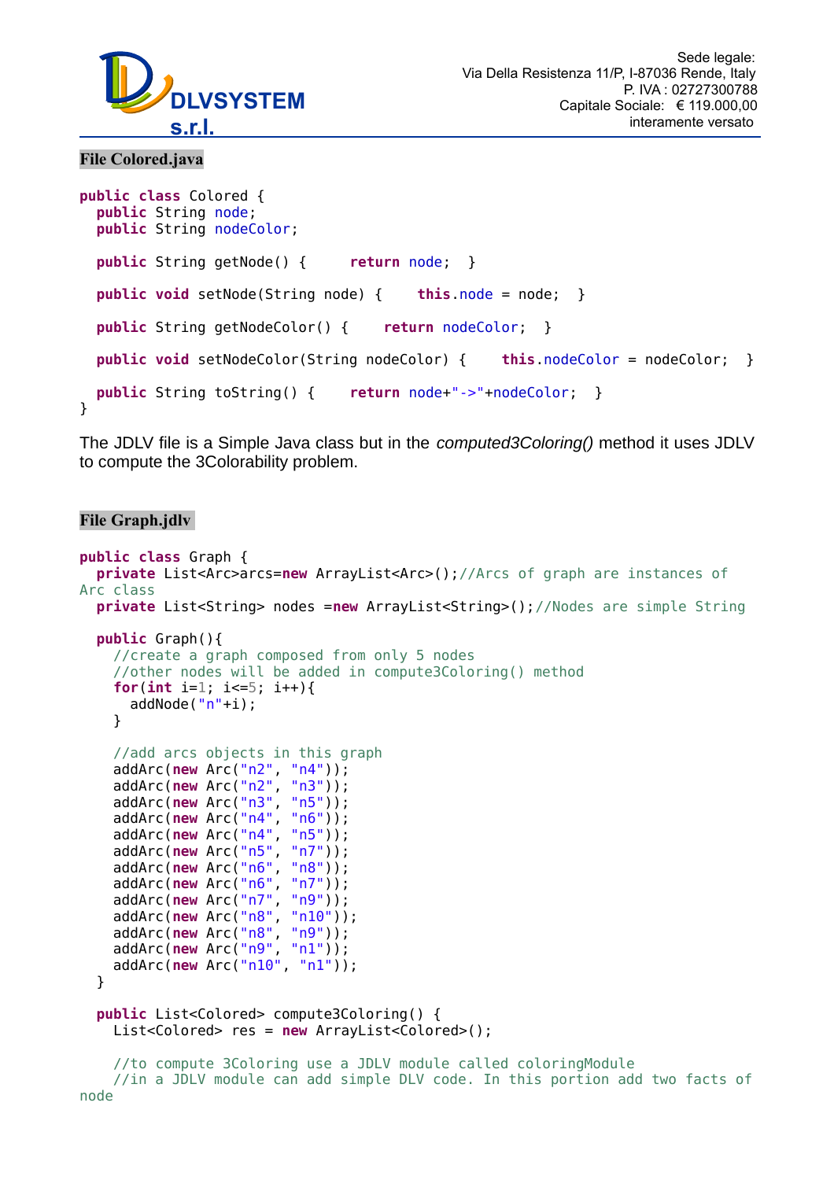**File Colored.java**

```java
public class Colored {
  public String node;
  public String nodeColor;

  public String getNode() {     return node;  }

  public void setNode(String node) {    this.node = node;  }

  public String getNodeColor() {    return nodeColor;  }

  public void setNodeColor(String nodeColor) {    this.nodeColor = nodeColor;  }

  public String toString() {    return node+"->"+nodeColor;  }
}
```

The JDLV file is a Simple Java class but in the *computed3Coloring()* method it uses JDLV to compute the 3Colorability problem.

**File Graph.jdlv**

```java
public class Graph {
  private List<Arc>arcs=new ArrayList<Arc>();//Arcs of graph are instances of
Arc class
  private List<String> nodes =new ArrayList<String>();//Nodes are simple String

  public Graph(){
    //create a graph composed from only 5 nodes
    //other nodes will be added in compute3Coloring() method
    for(int i=1; i<=5; i++){
      addNode("n"+i);
    }

    //add arcs objects in this graph
    addArc(new Arc("n2", "n4"));
    addArc(new Arc("n2", "n3"));
    addArc(new Arc("n3", "n5"));
    addArc(new Arc("n4", "n6"));
    addArc(new Arc("n4", "n5"));
    addArc(new Arc("n5", "n7"));
    addArc(new Arc("n6", "n8"));
    addArc(new Arc("n6", "n7"));
    addArc(new Arc("n7", "n9"));
    addArc(new Arc("n8", "n10"));
    addArc(new Arc("n8", "n9"));
    addArc(new Arc("n9", "n1"));
    addArc(new Arc("n10", "n1"));
  }

  public List<Colored> compute3Coloring() {
    List<Colored> res = new ArrayList<Colored>();

    //to compute 3Coloring use a JDLV module called coloringModule
    //in a JDLV module can add simple DLV code. In this portion add two facts of
node
```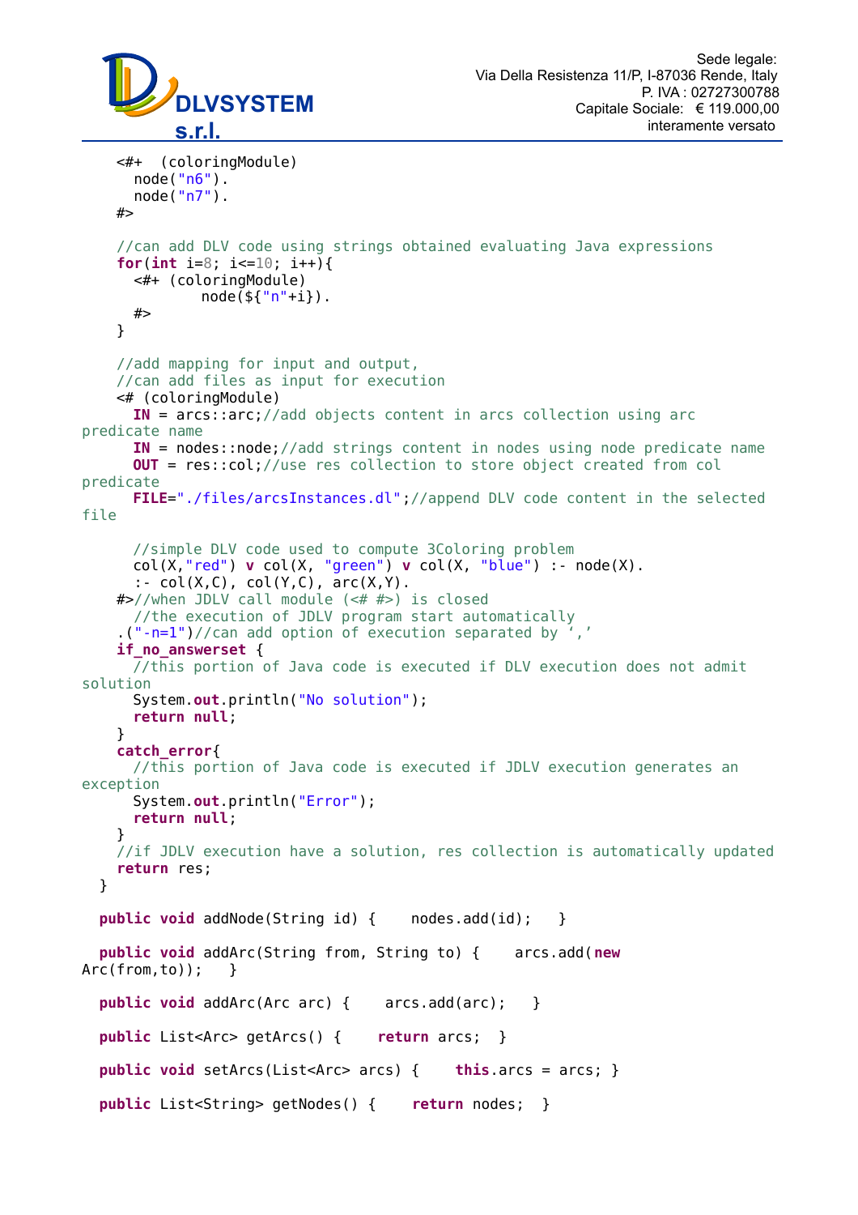```
    <#+  (coloringModule)
      node("n6").
      node("n7").
    #>

    //can add DLV code using strings obtained evaluating Java expressions
    for(int i=8; i<=10; i++){
      <#+ (coloringModule)
            node(${"n"+i}).
      #>
    }

    //add mapping for input and output,
    //can add files as input for execution
    <# (coloringModule)
      IN = arcs::arc;//add objects content in arcs collection using arc predicate name
      IN = nodes::node;//add strings content in nodes using node predicate name
      OUT = res::col;//use res collection to store object created from col predicate
      FILE="./files/arcsInstances.dl";//append DLV code content in the selected file

      //simple DLV code used to compute 3Coloring problem
      col(X,"red") v col(X, "green") v col(X, "blue") :- node(X).
      :- col(X,C), col(Y,C), arc(X,Y).
    #>//when JDLV call module (<# #>) is closed
      //the execution of JDLV program start automatically
    .("-n=1")//can add option of execution separated by ‘,’
    if_no_answerset {
      //this portion of Java code is executed if DLV execution does not admit solution
      System.out.println("No solution");
      return null;
    }
    catch_error{
      //this portion of Java code is executed if JDLV execution generates an exception
      System.out.println("Error");
      return null;
    }
    //if JDLV execution have a solution, res collection is automatically updated
    return res;
  }

  public void addNode(String id) {    nodes.add(id);   }

  public void addArc(String from, String to) {    arcs.add(new Arc(from,to));   }

  public void addArc(Arc arc) {    arcs.add(arc);   }

  public List<Arc> getArcs() {    return arcs;  }

  public void setArcs(List<Arc> arcs) {    this.arcs = arcs; }

  public List<String> getNodes() {    return nodes;  }
```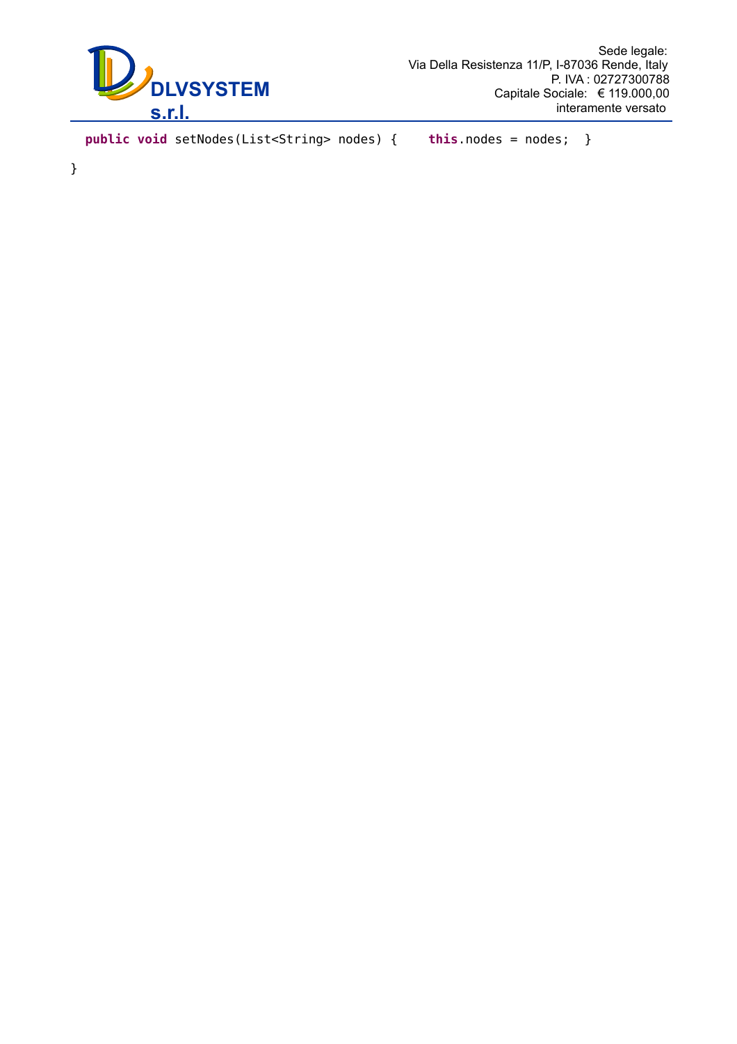```java
  public void setNodes(List<String> nodes) {     this.nodes = nodes;  }

}
```